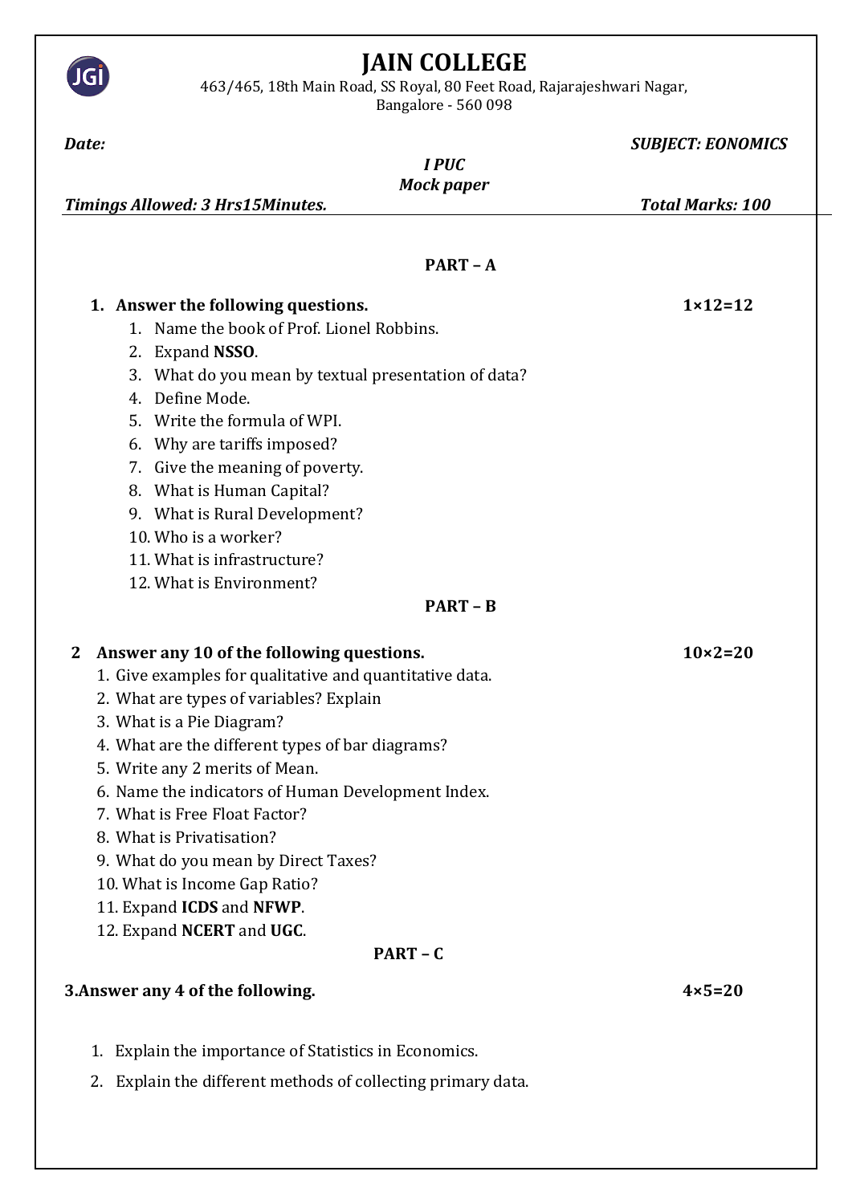# JAIN COLLEGE

463/465, 18th Main Road, SS Royal, 80 Feet Road, Rajarajeshwari Nagar,
Bangalore - 560 098

***Date:*** ***SUBJECT: EONOMICS***

***I PUC***

***Mock paper***

***Timings Allowed: 3 Hrs15Minutes.*** ***Total Marks: 100***

## PART – A

**1. Answer the following questions.** **1×12=12**

1. Name the book of Prof. Lionel Robbins.
2. Expand **NSSO**.
3. What do you mean by textual presentation of data?
4. Define Mode.
5. Write the formula of WPI.
6. Why are tariffs imposed?
7. Give the meaning of poverty.
8. What is Human Capital?
9. What is Rural Development?
10. Who is a worker?
11. What is infrastructure?
12. What is Environment?

## PART – B

**2 Answer any 10 of the following questions.** **10×2=20**

1. Give examples for qualitative and quantitative data.
2. What are types of variables? Explain
3. What is a Pie Diagram?
4. What are the different types of bar diagrams?
5. Write any 2 merits of Mean.
6. Name the indicators of Human Development Index.
7. What is Free Float Factor?
8. What is Privatisation?
9. What do you mean by Direct Taxes?
10. What is Income Gap Ratio?
11. Expand **ICDS** and **NFWP**.
12. Expand **NCERT** and **UGC**.

## PART – C

**3.Answer any 4 of the following.** **4×5=20**

1. Explain the importance of Statistics in Economics.
2. Explain the different methods of collecting primary data.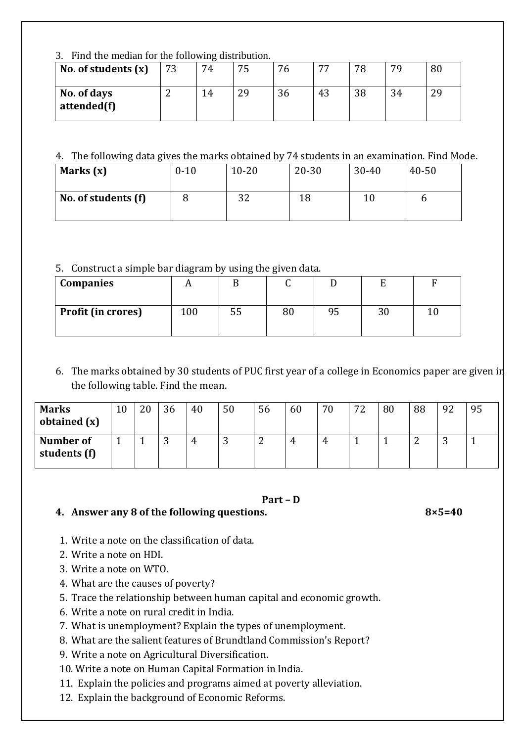3. Find the median for the following distribution.

| No. of students (x) | 73 | 74 | 75 | 76 | 77 | 78 | 79 | 80 |
|---|---|---|---|---|---|---|---|---|
| No. of days attended(f) | 2 | 14 | 29 | 36 | 43 | 38 | 34 | 29 |

4. The following data gives the marks obtained by 74 students in an examination. Find Mode.

| Marks (x) | 0-10 | 10-20 | 20-30 | 30-40 | 40-50 |
|---|---|---|---|---|---|
| No. of students (f) | 8 | 32 | 18 | 10 | 6 |

5. Construct a simple bar diagram by using the given data.

| Companies | A | B | C | D | E | F |
|---|---|---|---|---|---|---|
| Profit (in crores) | 100 | 55 | 80 | 95 | 30 | 10 |

6. The marks obtained by 30 students of PUC first year of a college in Economics paper are given in the following table. Find the mean.

| Marks obtained (x) | 10 | 20 | 36 | 40 | 50 | 56 | 60 | 70 | 72 | 80 | 88 | 92 | 95 |
|---|---|---|---|---|---|---|---|---|---|---|---|---|---|
| Number of students (f) | 1 | 1 | 3 | 4 | 3 | 2 | 4 | 4 | 1 | 1 | 2 | 3 | 1 |

## Part – D

**4. Answer any 8 of the following questions. 8×5=40**

1. Write a note on the classification of data.
2. Write a note on HDI.
3. Write a note on WTO.
4. What are the causes of poverty?
5. Trace the relationship between human capital and economic growth.
6. Write a note on rural credit in India.
7. What is unemployment? Explain the types of unemployment.
8. What are the salient features of Brundtland Commission's Report?
9. Write a note on Agricultural Diversification.
10. Write a note on Human Capital Formation in India.
11. Explain the policies and programs aimed at poverty alleviation.
12. Explain the background of Economic Reforms.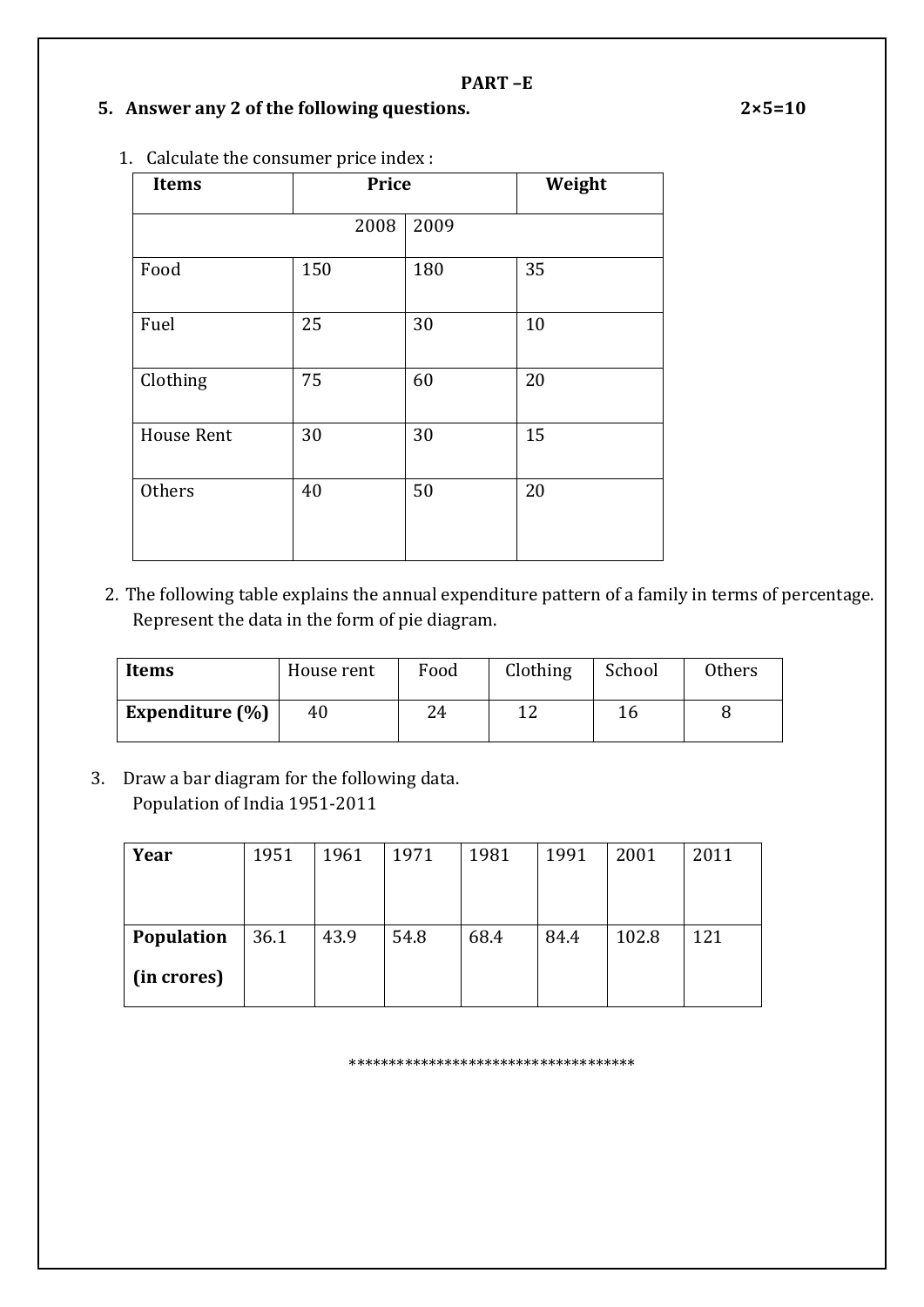**PART –E**

**5. Answer any 2 of the following questions.** **2×5=10**

1. Calculate the consumer price index :

| Items | Price | | Weight |
|---|---|---|---|
| | 2008 | 2009 | |
| Food | 150 | 180 | 35 |
| Fuel | 25 | 30 | 10 |
| Clothing | 75 | 60 | 20 |
| House Rent | 30 | 30 | 15 |
| Others | 40 | 50 | 20 |

2. The following table explains the annual expenditure pattern of a family in terms of percentage. Represent the data in the form of pie diagram.

| Items | House rent | Food | Clothing | School | Others |
|---|---|---|---|---|---|
| **Expenditure (%)** | 40 | 24 | 12 | 16 | 8 |

3. Draw a bar diagram for the following data.
   Population of India 1951-2011

| Year | 1951 | 1961 | 1971 | 1981 | 1991 | 2001 | 2011 |
|---|---|---|---|---|---|---|---|
| **Population (in crores)** | 36.1 | 43.9 | 54.8 | 68.4 | 84.4 | 102.8 | 121 |

************************************